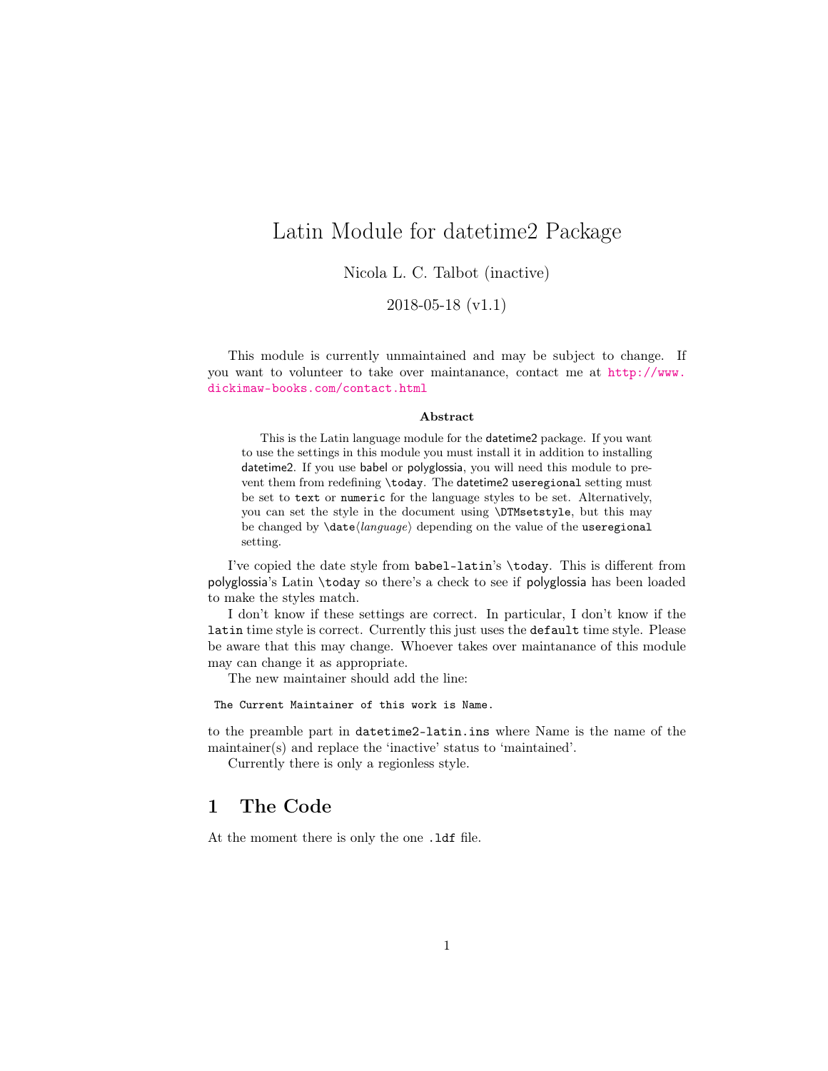# Latin Module for datetime2 Package

Nicola L. C. Talbot (inactive)

2018-05-18 (v1.1)

This module is currently unmaintained and may be subject to change. If you want to volunteer to take over maintanance, contact me at http://www.dickimaw-books.com/contact.html

**Abstract**

This is the Latin language module for the datetime2 package. If you want to use the settings in this module you must install it in addition to installing datetime2. If you use babel or polyglossia, you will need this module to prevent them from redefining `\today`. The datetime2 `useregional` setting must be set to `text` or `numeric` for the language styles to be set. Alternatively, you can set the style in the document using `\DTMsetstyle`, but this may be changed by `\date`⟨*language*⟩ depending on the value of the `useregional` setting.

I've copied the date style from `babel-latin`'s `\today`. This is different from polyglossia's Latin `\today` so there's a check to see if polyglossia has been loaded to make the styles match.

I don't know if these settings are correct. In particular, I don't know if the `latin` time style is correct. Currently this just uses the `default` time style. Please be aware that this may change. Whoever takes over maintanance of this module may can change it as appropriate.

The new maintainer should add the line:

```
The Current Maintainer of this work is Name.
```

to the preamble part in `datetime2-latin.ins` where Name is the name of the maintainer(s) and replace the 'inactive' status to 'maintained'.

Currently there is only a regionless style.

## 1 The Code

At the moment there is only the one `.ldf` file.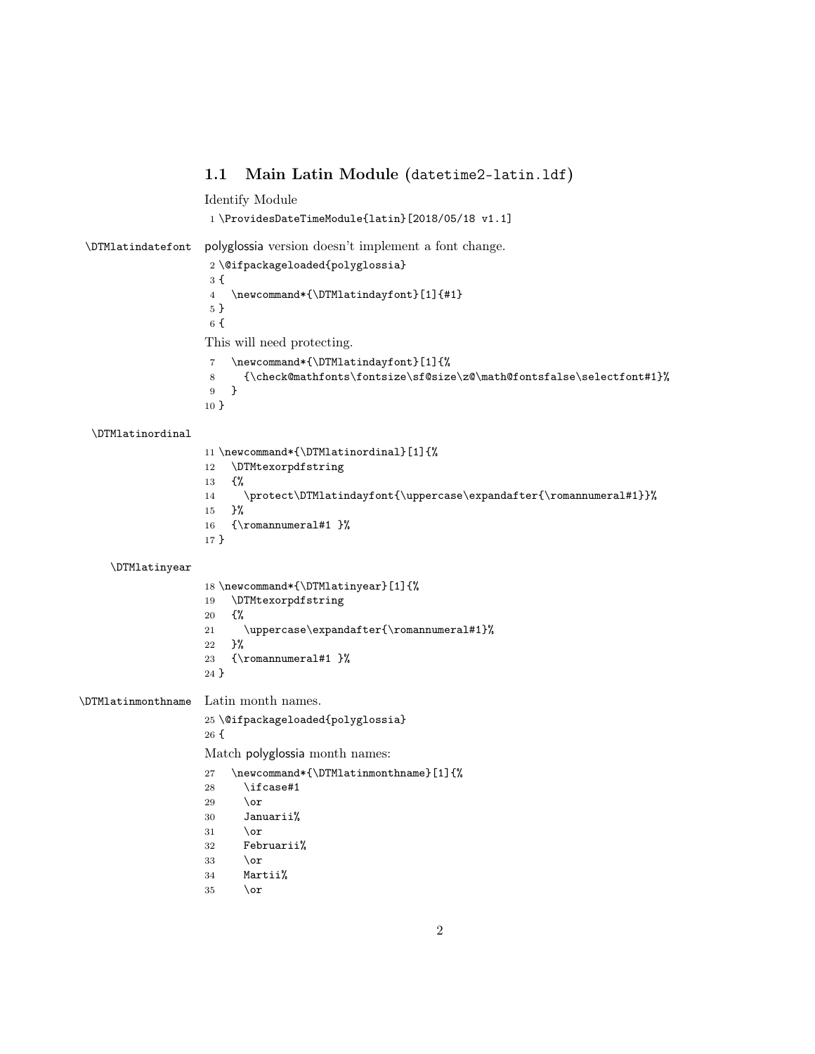### 1.1 Main Latin Module (datetime2-latin.ldf)

Identify Module

```
1 \ProvidesDateTimeModule{latin}[2018/05/18 v1.1]
```

\DTMlatindatefont polyglossia version doesn't implement a font change.

```
2 \@ifpackageloaded{polyglossia}
3 {
4   \newcommand*{\DTMlatindayfont}[1]{#1}
5 }
6 {
```

This will need protecting.

```
7   \newcommand*{\DTMlatindayfont}[1]{%
8     {\check@mathfonts\fontsize\sf@size\z@\math@fontsfalse\selectfont#1}%
9   }
10 }
```

\DTMlatinordinal

```
11 \newcommand*{\DTMlatinordinal}[1]{%
12   \DTMtexorpdfstring
13   {%
14     \protect\DTMlatindayfont{\uppercase\expandafter{\romannumeral#1}}%
15   }%
16   {\romannumeral#1 }%
17 }
```

\DTMlatinyear

```
18 \newcommand*{\DTMlatinyear}[1]{%
19   \DTMtexorpdfstring
20   {%
21     \uppercase\expandafter{\romannumeral#1}%
22   }%
23   {\romannumeral#1 }%
24 }
```

\DTMlatinmonthname Latin month names.

```
25 \@ifpackageloaded{polyglossia}
26 {
```

Match polyglossia month names:

```
27   \newcommand*{\DTMlatinmonthname}[1]{%
28     \ifcase#1
29     \or
30     Januarii%
31     \or
32     Februarii%
33     \or
34     Martii%
35     \or
```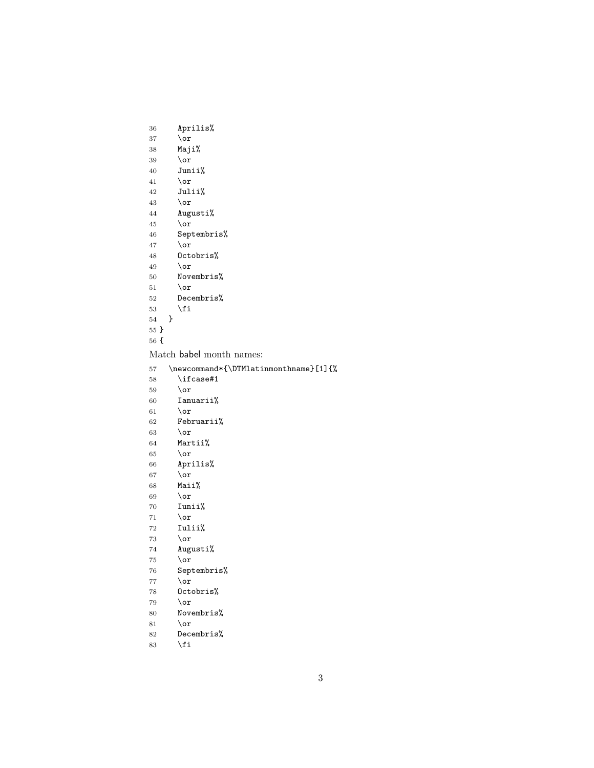```
36     Aprilis%
37     \or
38     Maji%
39     \or
40     Junii%
41     \or
42     Julii%
43     \or
44     Augusti%
45     \or
46     Septembris%
47     \or
48     Octobris%
49     \or
50     Novembris%
51     \or
52     Decembris%
53     \fi
54   }
55 }
56 {
```

Match babel month names:

```
57   \newcommand*{\DTMlatinmonthname}[1]{%
58     \ifcase#1
59     \or
60     Ianuarii%
61     \or
62     Februarii%
63     \or
64     Martii%
65     \or
66     Aprilis%
67     \or
68     Maii%
69     \or
70     Iunii%
71     \or
72     Iulii%
73     \or
74     Augusti%
75     \or
76     Septembris%
77     \or
78     Octobris%
79     \or
80     Novembris%
81     \or
82     Decembris%
83     \fi
```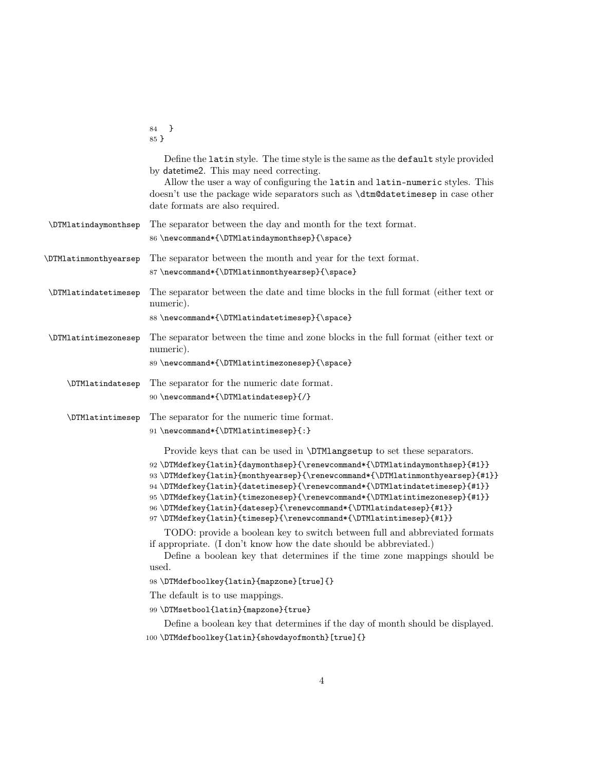```
84   }
85 }
```

Define the `latin` style. The time style is the same as the `default` style provided by datetime2. This may need correcting.

Allow the user a way of configuring the `latin` and `latin-numeric` styles. This doesn't use the package wide separators such as `\dtm@datetimesep` in case other date formats are also required.

`\DTMlatindaymonthsep` The separator between the day and month for the text format.

```
86 \newcommand*{\DTMlatindaymonthsep}{\space}
```

`\DTMlatinmonthyearsep` The separator between the month and year for the text format.

```
87 \newcommand*{\DTMlatinmonthyearsep}{\space}
```

`\DTMlatindatetimesep` The separator between the date and time blocks in the full format (either text or numeric).

```
88 \newcommand*{\DTMlatindatetimesep}{\space}
```

`\DTMlatintimezonesep` The separator between the time and zone blocks in the full format (either text or numeric).

```
89 \newcommand*{\DTMlatintimezonesep}{\space}
```

`\DTMlatindatesep` The separator for the numeric date format.

```
90 \newcommand*{\DTMlatindatesep}{/}
```

`\DTMlatintimesep` The separator for the numeric time format.

```
91 \newcommand*{\DTMlatintimesep}{:}
```

Provide keys that can be used in `\DTMlangsetup` to set these separators.

```
92 \DTMdefkey{latin}{daymonthsep}{\renewcommand*{\DTMlatindaymonthsep}{#1}}
93 \DTMdefkey{latin}{monthyearsep}{\renewcommand*{\DTMlatinmonthyearsep}{#1}}
94 \DTMdefkey{latin}{datetimesep}{\renewcommand*{\DTMlatindatetimesep}{#1}}
95 \DTMdefkey{latin}{timezonesep}{\renewcommand*{\DTMlatintimezonesep}{#1}}
96 \DTMdefkey{latin}{datesep}{\renewcommand*{\DTMlatindatesep}{#1}}
97 \DTMdefkey{latin}{timesep}{\renewcommand*{\DTMlatintimesep}{#1}}
```

TODO: provide a boolean key to switch between full and abbreviated formats if appropriate. (I don't know how the date should be abbreviated.)

Define a boolean key that determines if the time zone mappings should be used.

```
98 \DTMdefboolkey{latin}{mapzone}[true]{}
```

The default is to use mappings.

```
99 \DTMsetbool{latin}{mapzone}{true}
```

Define a boolean key that determines if the day of month should be displayed.

```
100 \DTMdefboolkey{latin}{showdayofmonth}[true]{}
```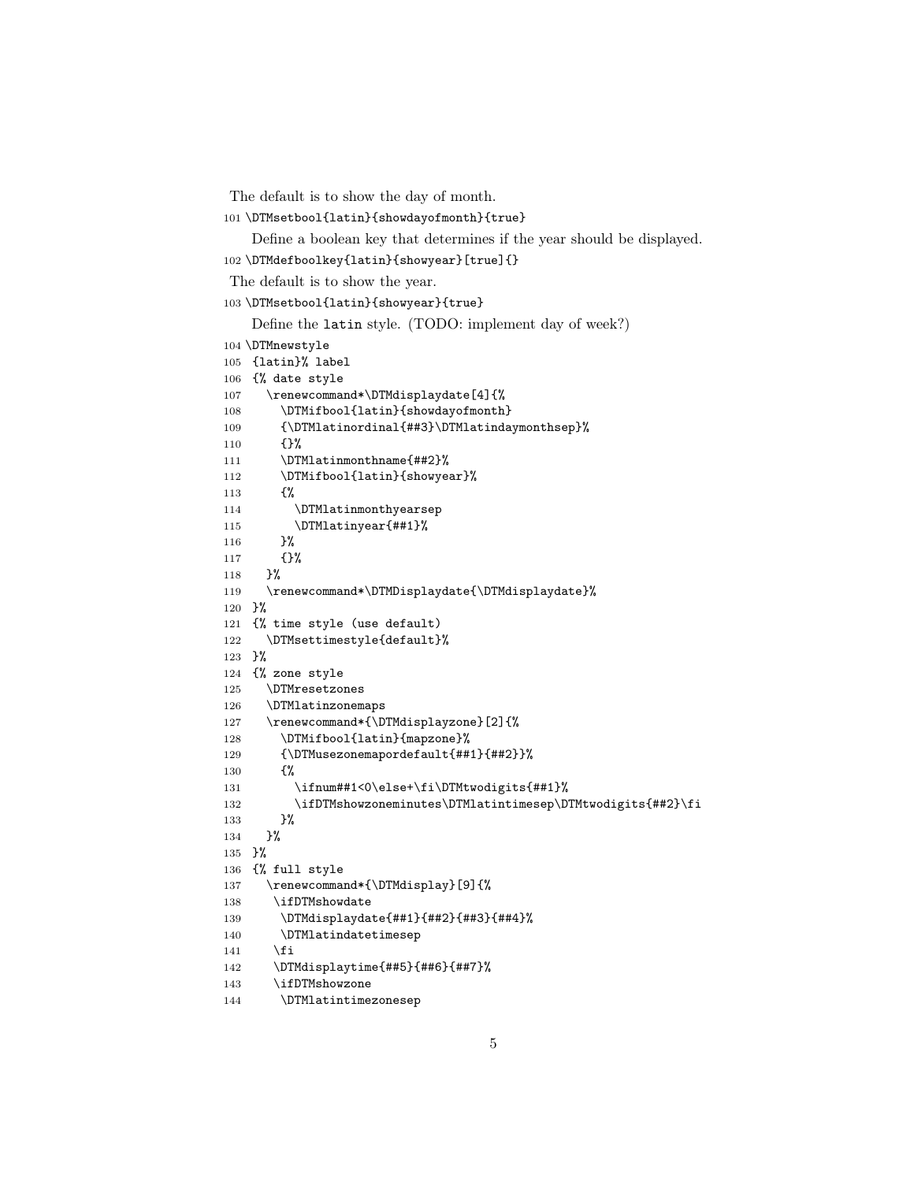The default is to show the day of month.

```
101 \DTMsetbool{latin}{showdayofmonth}{true}
```

Define a boolean key that determines if the year should be displayed.

```
102 \DTMdefboolkey{latin}{showyear}[true]{}
```

The default is to show the year.

```
103 \DTMsetbool{latin}{showyear}{true}
```

Define the latin style. (TODO: implement day of week?)

```
104 \DTMnewstyle
105  {latin}% label
106  {% date style
107    \renewcommand*\DTMdisplaydate[4]{%
108      \DTMifbool{latin}{showdayofmonth}
109      {\DTMlatinordinal{##3}\DTMlatindaymonthsep}%
110      {}%
111      \DTMlatinmonthname{##2}%
112      \DTMifbool{latin}{showyear}%
113      {%
114        \DTMlatinmonthyearsep
115        \DTMlatinyear{##1}%
116      }%
117      {}%
118    }%
119    \renewcommand*\DTMDisplaydate{\DTMdisplaydate}%
120  }%
121  {% time style (use default)
122    \DTMsettimestyle{default}%
123  }%
124  {% zone style
125    \DTMresetzones
126    \DTMlatinzonemaps
127    \renewcommand*{\DTMdisplayzone}[2]{%
128      \DTMifbool{latin}{mapzone}%
129      {\DTMusezonemapordefault{##1}{##2}}%
130      {%
131        \ifnum##1<0\else+\fi\DTMtwodigits{##1}%
132        \ifDTMshowzoneminutes\DTMlatintimesep\DTMtwodigits{##2}\fi
133      }%
134    }%
135  }%
136  {% full style
137    \renewcommand*{\DTMdisplay}[9]{%
138     \ifDTMshowdate
139      \DTMdisplaydate{##1}{##2}{##3}{##4}%
140      \DTMlatindatetimesep
141     \fi
142     \DTMdisplaytime{##5}{##6}{##7}%
143     \ifDTMshowzone
144      \DTMlatintimezonesep
```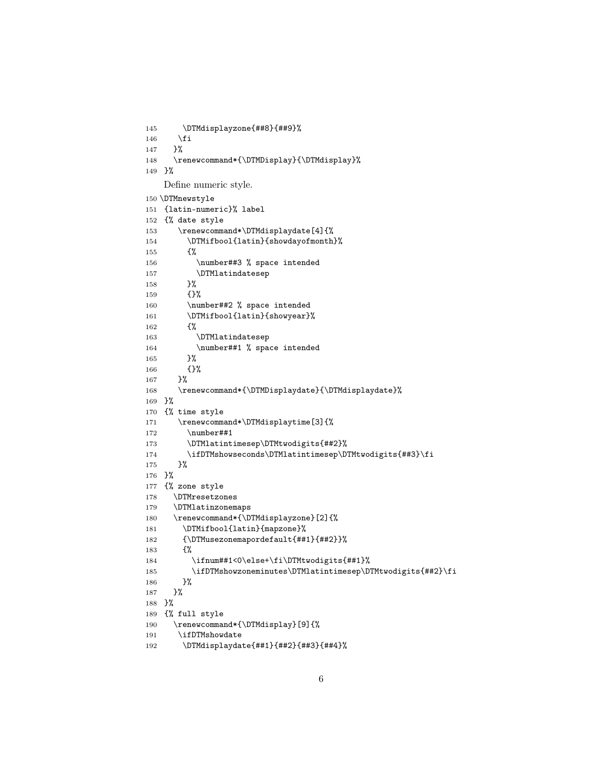```
145     \DTMdisplayzone{##8}{##9}%
146    \fi
147   }%
148   \renewcommand*{\DTMDisplay}{\DTMdisplay}%
149 }%
```

Define numeric style.

```
150 \DTMnewstyle
151  {latin-numeric}% label
152  {% date style
153     \renewcommand*\DTMdisplaydate[4]{%
154       \DTMifbool{latin}{showdayofmonth}%
155       {%
156         \number##3 % space intended
157         \DTMlatindatesep
158       }%
159       {}%
160       \number##2 % space intended
161       \DTMifbool{latin}{showyear}%
162       {%
163         \DTMlatindatesep
164         \number##1 % space intended
165       }%
166       {}%
167     }%
168     \renewcommand*{\DTMDisplaydate}{\DTMdisplaydate}%
169  }%
170  {% time style
171     \renewcommand*\DTMdisplaytime[3]{%
172       \number##1
173       \DTMlatintimesep\DTMtwodigits{##2}%
174       \ifDTMshowseconds\DTMlatintimesep\DTMtwodigits{##3}\fi
175     }%
176  }%
177  {% zone style
178    \DTMresetzones
179    \DTMlatinzonemaps
180    \renewcommand*{\DTMdisplayzone}[2]{%
181      \DTMifbool{latin}{mapzone}%
182      {\DTMusezonemapordefault{##1}{##2}}%
183      {%
184        \ifnum##1<0\else+\fi\DTMtwodigits{##1}%
185        \ifDTMshowzoneminutes\DTMlatintimesep\DTMtwodigits{##2}\fi
186      }%
187    }%
188  }%
189  {% full style
190    \renewcommand*{\DTMdisplay}[9]{%
191     \ifDTMshowdate
192      \DTMdisplaydate{##1}{##2}{##3}{##4}%
```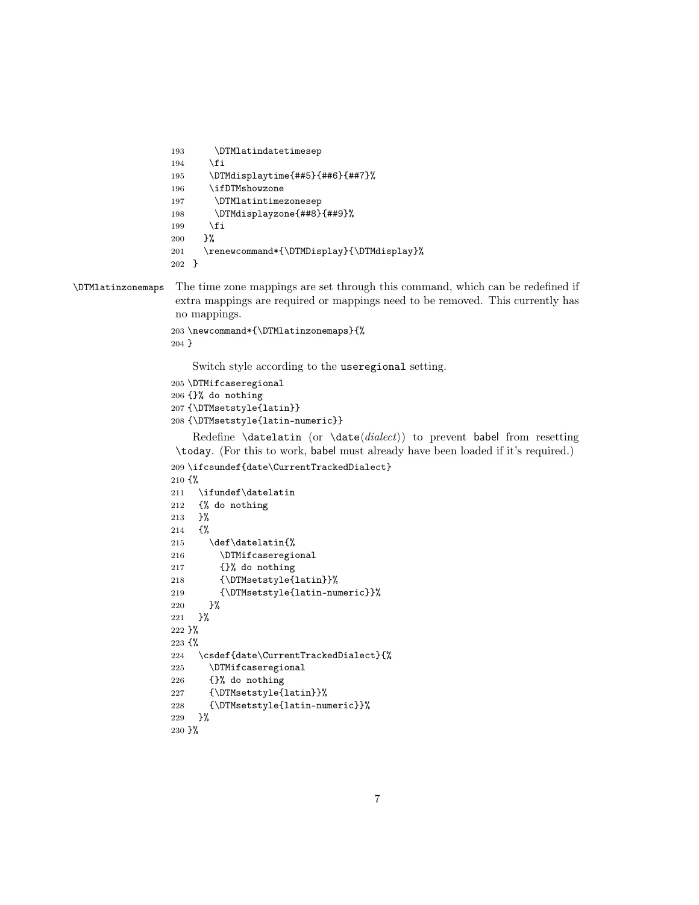```
193       \DTMlatindatetimesep
194     \fi
195     \DTMdisplaytime{##5}{##6}{##7}%
196     \ifDTMshowzone
197       \DTMlatintimezonesep
198       \DTMdisplayzone{##8}{##9}%
199     \fi
200   }%
201   \renewcommand*{\DTMDisplay}{\DTMdisplay}%
202 }
```

\DTMlatinzonemaps The time zone mappings are set through this command, which can be redefined if extra mappings are required or mappings need to be removed. This currently has no mappings.

```
203 \newcommand*{\DTMlatinzonemaps}{%
204 }
```

Switch style according to the useregional setting.

```
205 \DTMifcaseregional
206 {}% do nothing
207 {\DTMsetstyle{latin}}
208 {\DTMsetstyle{latin-numeric}}
```

Redefine \datelatin (or \date⟨*dialect*⟩) to prevent babel from resetting \today. (For this to work, babel must already have been loaded if it's required.)

```
209 \ifcsundef{date\CurrentTrackedDialect}
210 {%
211   \ifundef\datelatin
212   {% do nothing
213   }%
214   {%
215     \def\datelatin{%
216       \DTMifcaseregional
217       {}% do nothing
218       {\DTMsetstyle{latin}}%
219       {\DTMsetstyle{latin-numeric}}%
220     }%
221   }%
222 }%
223 {%
224   \csdef{date\CurrentTrackedDialect}{%
225     \DTMifcaseregional
226     {}% do nothing
227     {\DTMsetstyle{latin}}%
228     {\DTMsetstyle{latin-numeric}}%
229   }%
230 }%
```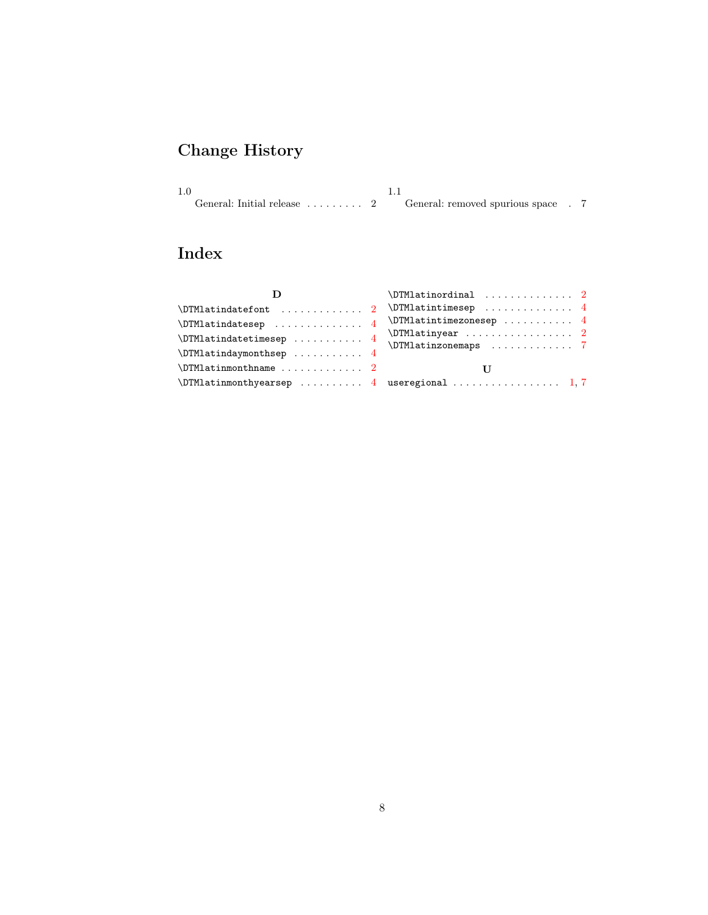# Change History

1.0
General: Initial release . . . . . . . . . 2

1.1
General: removed spurious space . 7

# Index

**D**

\DTMlatindatefont . . . . . . . . . . . . . 2
\DTMlatindatesep . . . . . . . . . . . . . 4
\DTMlatindatetimesep . . . . . . . . . . . 4
\DTMlatindaymonthsep . . . . . . . . . . . 4
\DTMlatinmonthname . . . . . . . . . . . . 2
\DTMlatinmonthyearsep . . . . . . . . . . 4
\DTMlatinordinal . . . . . . . . . . . . . 2
\DTMlatintimesep . . . . . . . . . . . . . 4
\DTMlatintimezonesep . . . . . . . . . . . 4
\DTMlatinyear . . . . . . . . . . . . . . . 2
\DTMlatinzonemaps . . . . . . . . . . . . 7

**U**

useregional . . . . . . . . . . . . . . . . . 1, 7